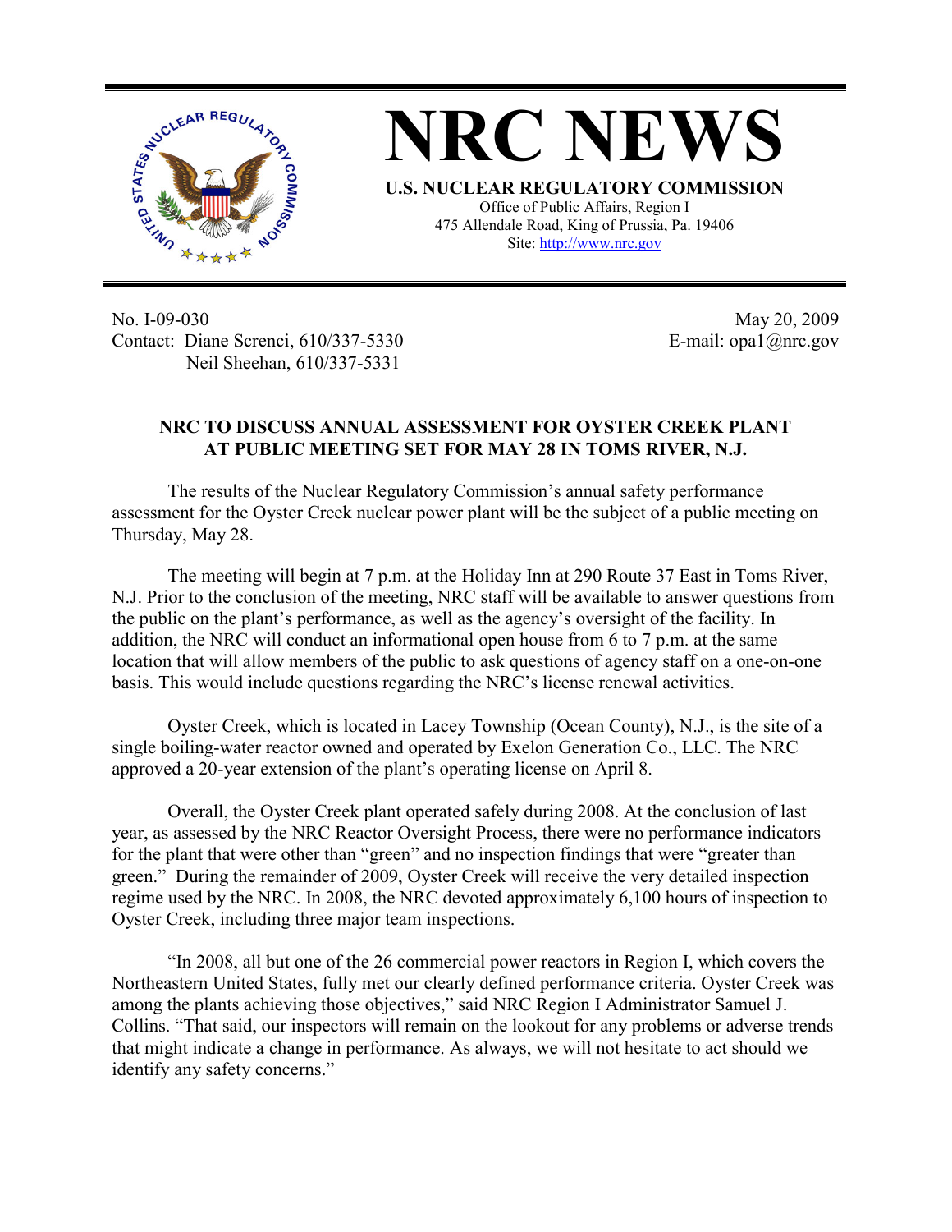# NRC NEWS

**U.S. NUCLEAR REGULATORY COMMISSION**
Office of Public Affairs, Region I
475 Allendale Road, King of Prussia, Pa. 19406
Site: http://www.nrc.gov

No. I-09-030 May 20, 2009
Contact: Diane Screnci, 610/337-5330 E-mail: opa1@nrc.gov
Neil Sheehan, 610/337-5331

**NRC TO DISCUSS ANNUAL ASSESSMENT FOR OYSTER CREEK PLANT AT PUBLIC MEETING SET FOR MAY 28 IN TOMS RIVER, N.J.**

The results of the Nuclear Regulatory Commission's annual safety performance assessment for the Oyster Creek nuclear power plant will be the subject of a public meeting on Thursday, May 28.

The meeting will begin at 7 p.m. at the Holiday Inn at 290 Route 37 East in Toms River, N.J. Prior to the conclusion of the meeting, NRC staff will be available to answer questions from the public on the plant's performance, as well as the agency's oversight of the facility. In addition, the NRC will conduct an informational open house from 6 to 7 p.m. at the same location that will allow members of the public to ask questions of agency staff on a one-on-one basis. This would include questions regarding the NRC's license renewal activities.

Oyster Creek, which is located in Lacey Township (Ocean County), N.J., is the site of a single boiling-water reactor owned and operated by Exelon Generation Co., LLC. The NRC approved a 20-year extension of the plant's operating license on April 8.

Overall, the Oyster Creek plant operated safely during 2008. At the conclusion of last year, as assessed by the NRC Reactor Oversight Process, there were no performance indicators for the plant that were other than "green" and no inspection findings that were "greater than green." During the remainder of 2009, Oyster Creek will receive the very detailed inspection regime used by the NRC. In 2008, the NRC devoted approximately 6,100 hours of inspection to Oyster Creek, including three major team inspections.

"In 2008, all but one of the 26 commercial power reactors in Region I, which covers the Northeastern United States, fully met our clearly defined performance criteria. Oyster Creek was among the plants achieving those objectives," said NRC Region I Administrator Samuel J. Collins. "That said, our inspectors will remain on the lookout for any problems or adverse trends that might indicate a change in performance. As always, we will not hesitate to act should we identify any safety concerns."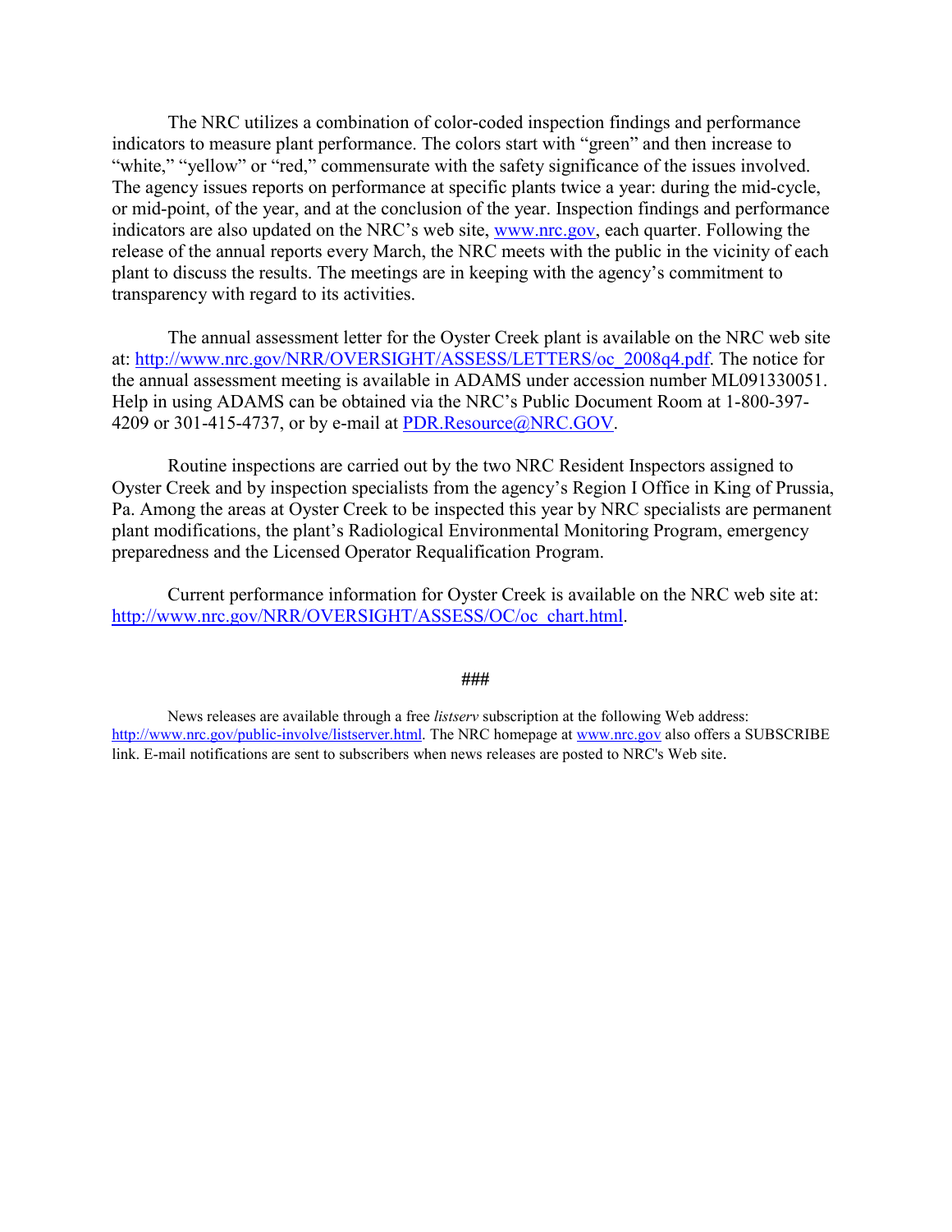The NRC utilizes a combination of color-coded inspection findings and performance indicators to measure plant performance. The colors start with "green" and then increase to "white," "yellow" or "red," commensurate with the safety significance of the issues involved. The agency issues reports on performance at specific plants twice a year: during the mid-cycle, or mid-point, of the year, and at the conclusion of the year. Inspection findings and performance indicators are also updated on the NRC's web site, www.nrc.gov, each quarter. Following the release of the annual reports every March, the NRC meets with the public in the vicinity of each plant to discuss the results. The meetings are in keeping with the agency's commitment to transparency with regard to its activities.

The annual assessment letter for the Oyster Creek plant is available on the NRC web site at: http://www.nrc.gov/NRR/OVERSIGHT/ASSESS/LETTERS/oc_2008q4.pdf. The notice for the annual assessment meeting is available in ADAMS under accession number ML091330051. Help in using ADAMS can be obtained via the NRC's Public Document Room at 1-800-397-4209 or 301-415-4737, or by e-mail at PDR.Resource@NRC.GOV.

Routine inspections are carried out by the two NRC Resident Inspectors assigned to Oyster Creek and by inspection specialists from the agency's Region I Office in King of Prussia, Pa. Among the areas at Oyster Creek to be inspected this year by NRC specialists are permanent plant modifications, the plant's Radiological Environmental Monitoring Program, emergency preparedness and the Licensed Operator Requalification Program.

Current performance information for Oyster Creek is available on the NRC web site at: http://www.nrc.gov/NRR/OVERSIGHT/ASSESS/OC/oc_chart.html.

###

News releases are available through a free *listserv* subscription at the following Web address: http://www.nrc.gov/public-involve/listserver.html. The NRC homepage at www.nrc.gov also offers a SUBSCRIBE link. E-mail notifications are sent to subscribers when news releases are posted to NRC's Web site.